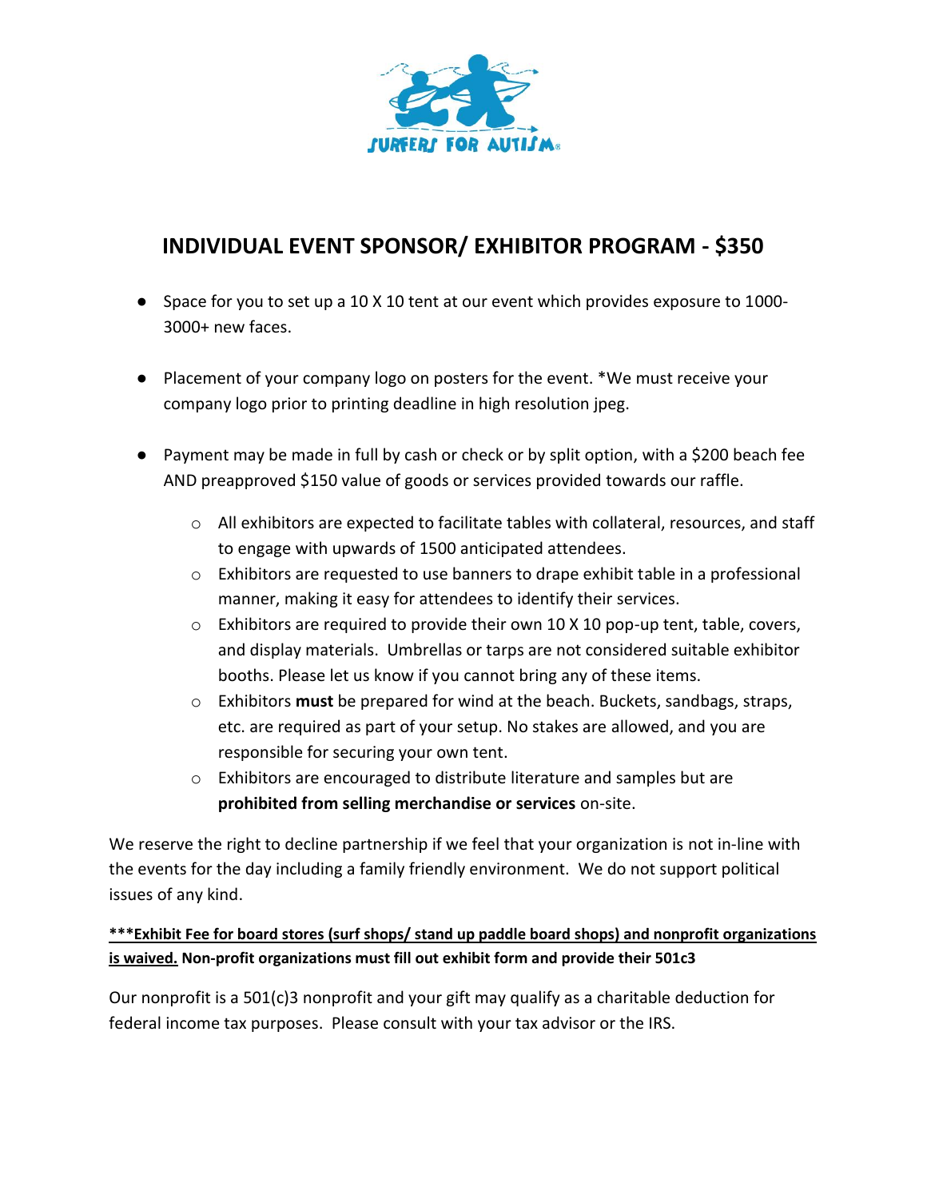# INDIVIDUAL EVENT SPONSOR/ EXHIBITOR PROGRAM - $350

- Space for you to set up a 10 X 10 tent at our event which provides exposure to 1000-3000+ new faces.
- Placement of your company logo on posters for the event. *We must receive your company logo prior to printing deadline in high resolution jpeg.
- Payment may be made in full by cash or check or by split option, with a $200 beach fee AND preapproved $150 value of goods or services provided towards our raffle.
    - All exhibitors are expected to facilitate tables with collateral, resources, and staff to engage with upwards of 1500 anticipated attendees.
    - Exhibitors are requested to use banners to drape exhibit table in a professional manner, making it easy for attendees to identify their services.
    - Exhibitors are required to provide their own 10 X 10 pop-up tent, table, covers, and display materials. Umbrellas or tarps are not considered suitable exhibitor booths. Please let us know if you cannot bring any of these items.
    - Exhibitors **must** be prepared for wind at the beach. Buckets, sandbags, straps, etc. are required as part of your setup. No stakes are allowed, and you are responsible for securing your own tent.
    - Exhibitors are encouraged to distribute literature and samples but are **prohibited from selling merchandise or services** on-site.

We reserve the right to decline partnership if we feel that your organization is not in-line with the events for the day including a family friendly environment. We do not support political issues of any kind.

**\*\*\*Exhibit Fee for board stores (surf shops/ stand up paddle board shops) and nonprofit organizations is waived. Non-profit organizations must fill out exhibit form and provide their 501c3**

Our nonprofit is a 501(c)3 nonprofit and your gift may qualify as a charitable deduction for federal income tax purposes. Please consult with your tax advisor or the IRS.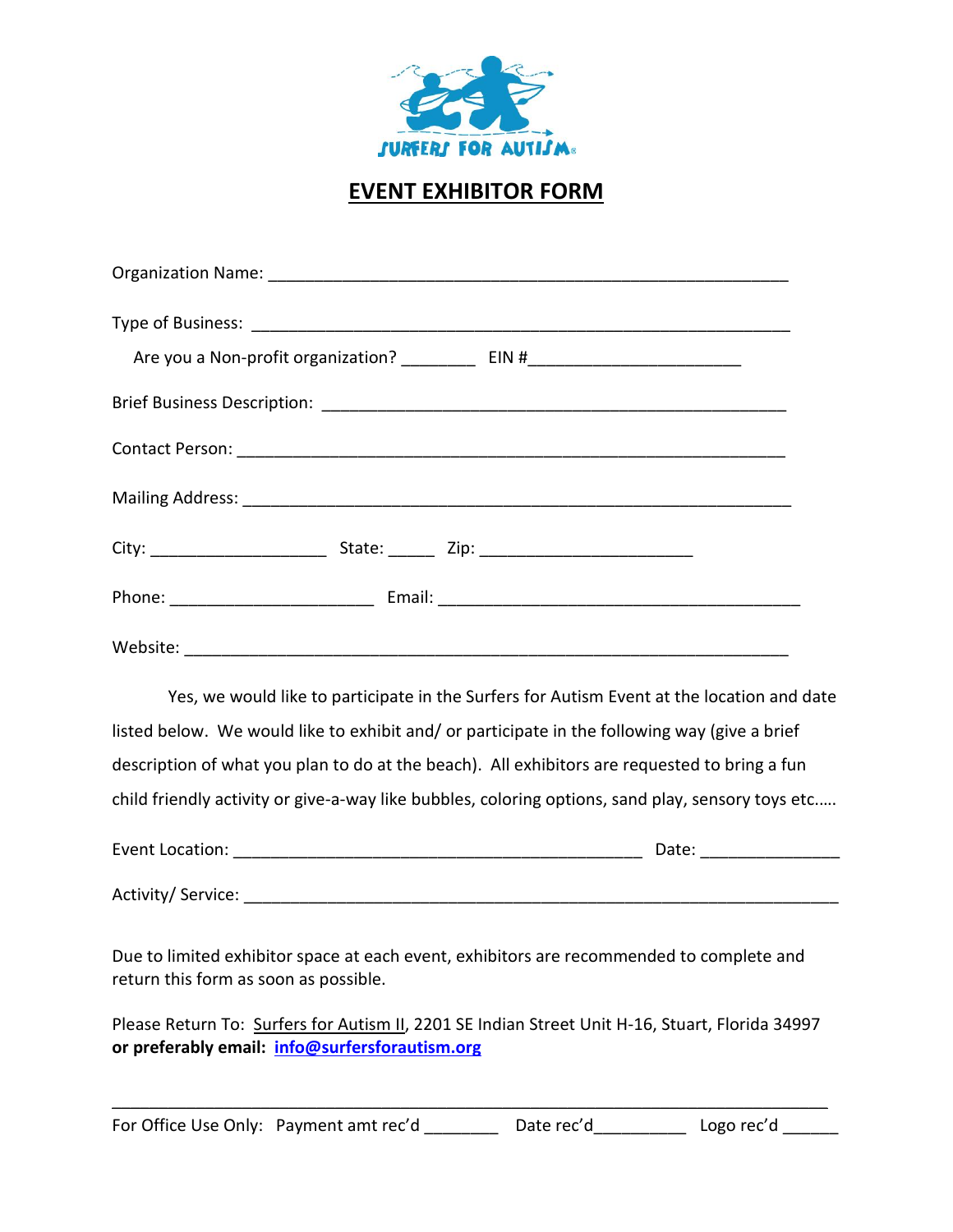SURFERS FOR AUTISM

# EVENT EXHIBITOR FORM

Organization Name: ___________________________________________________________

Type of Business: ____________________________________________________________

Are you a Non-profit organization? ________ EIN #_______________________

Brief Business Description: ___________________________________________________

Contact Person: ______________________________________________________________

Mailing Address: _____________________________________________________________

City: ___________________ State: _____ Zip: _______________________

Phone: ______________________ Email: _______________________________________

Website: _________________________________________________________________

Yes, we would like to participate in the Surfers for Autism Event at the location and date listed below. We would like to exhibit and/ or participate in the following way (give a brief description of what you plan to do at the beach). All exhibitors are requested to bring a fun child friendly activity or give-a-way like bubbles, coloring options, sand play, sensory toys etc.....

Event Location: ____________________________________________ Date: ______________

Activity/ Service: _____________________________________________________________

Due to limited exhibitor space at each event, exhibitors are recommended to complete and return this form as soon as possible.

Please Return To: Surfers for Autism II, 2201 SE Indian Street Unit H-16, Stuart, Florida 34997 **or preferably email: info@surfersforautism.org**

______________________________________________________________________________

For Office Use Only: Payment amt rec'd ________ Date rec'd__________ Logo rec'd ______